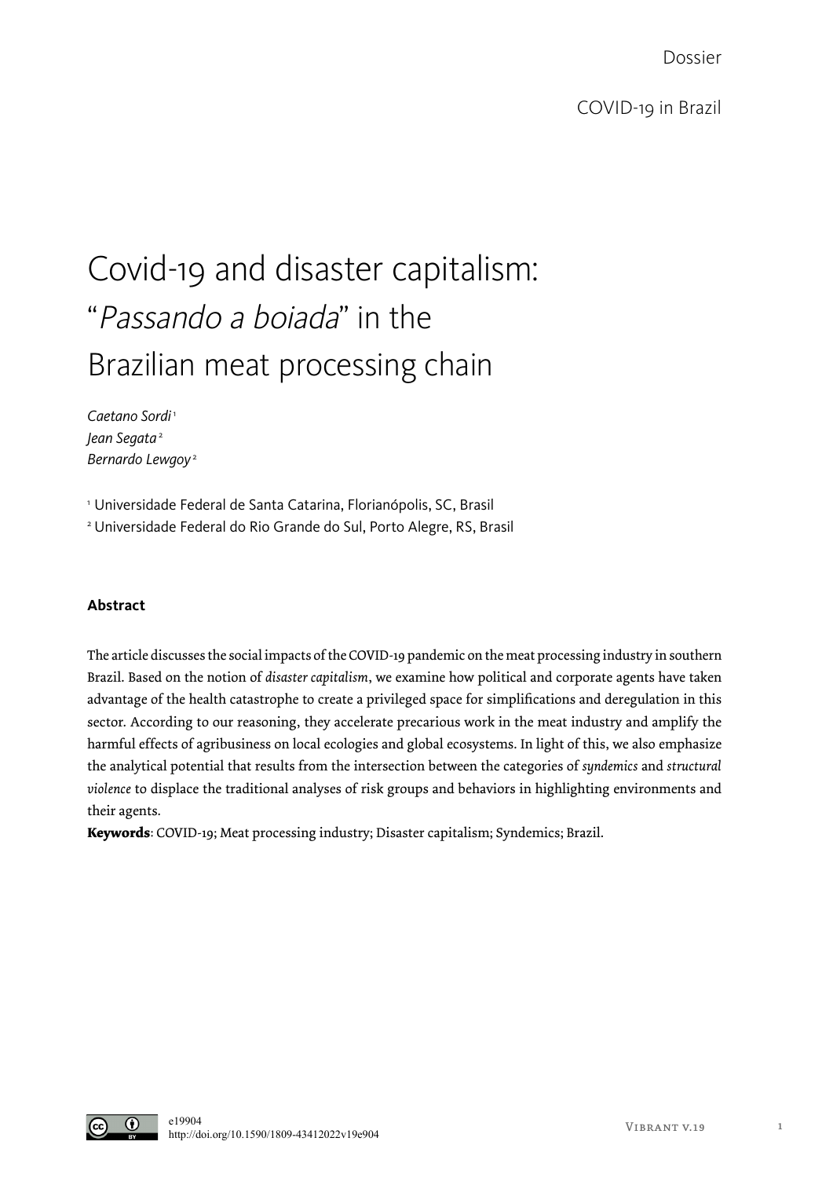Dossier

COVID-19 in Brazil

# Covid-19 and disaster capitalism: "*Passando a boiada*" in the Brazilian meat processing chain

*Caetano Sordi* [1]
*Jean Segata* [2]
*Bernardo Lewgoy* [2]

[1] Universidade Federal de Santa Catarina, Florianópolis, SC, Brasil
[2] Universidade Federal do Rio Grande do Sul, Porto Alegre, RS, Brasil

### Abstract

The article discusses the social impacts of the COVID-19 pandemic on the meat processing industry in southern Brazil. Based on the notion of *disaster capitalism*, we examine how political and corporate agents have taken advantage of the health catastrophe to create a privileged space for simplifications and deregulation in this sector. According to our reasoning, they accelerate precarious work in the meat industry and amplify the harmful effects of agribusiness on local ecologies and global ecosystems. In light of this, we also emphasize the analytical potential that results from the intersection between the categories of *syndemics* and *structural violence* to displace the traditional analyses of risk groups and behaviors in highlighting environments and their agents.

**Keywords**: COVID-19; Meat processing industry; Disaster capitalism; Syndemics; Brazil.

e19904
http://doi.org/10.1590/1809-43412022v19e904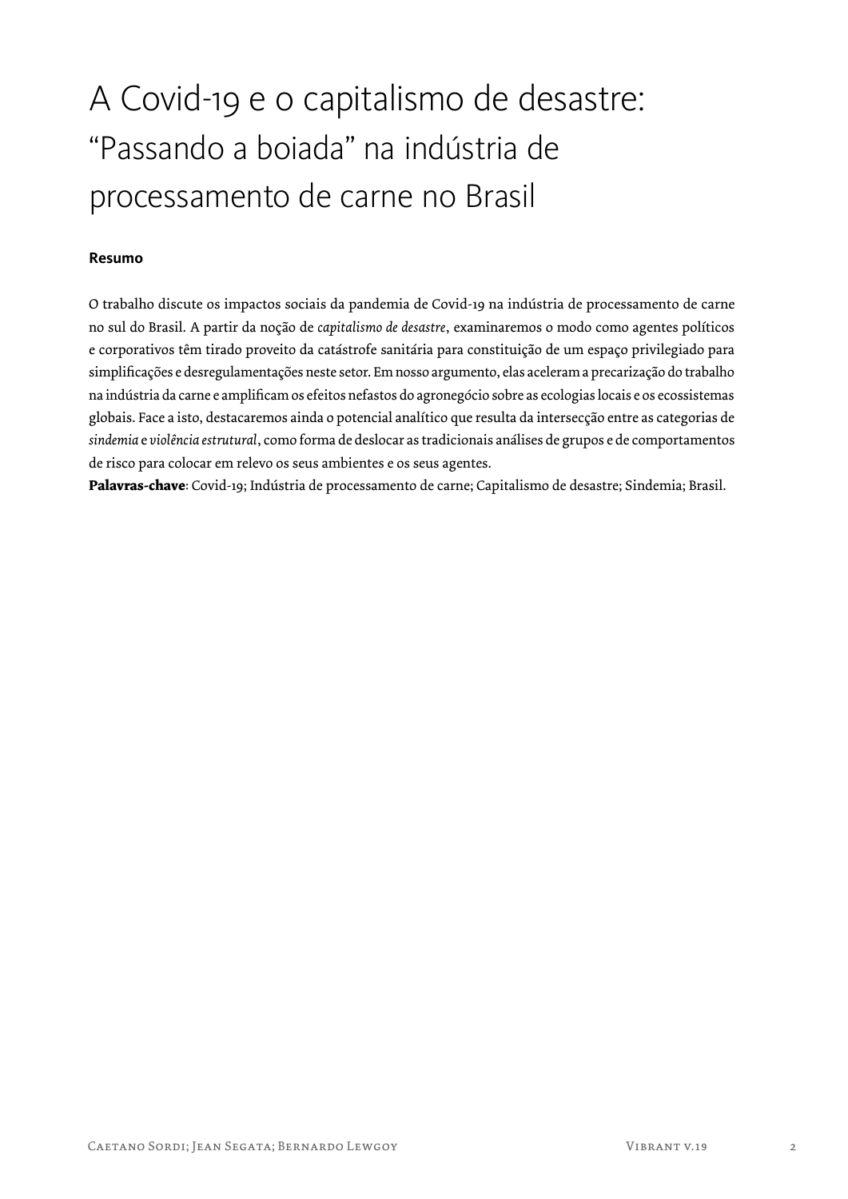# A Covid-19 e o capitalismo de desastre: "Passando a boiada" na indústria de processamento de carne no Brasil

**Resumo**

O trabalho discute os impactos sociais da pandemia de Covid-19 na indústria de processamento de carne no sul do Brasil. A partir da noção de *capitalismo de desastre*, examinaremos o modo como agentes políticos e corporativos têm tirado proveito da catástrofe sanitária para constituição de um espaço privilegiado para simplificações e desregulamentações neste setor. Em nosso argumento, elas aceleram a precarização do trabalho na indústria da carne e amplificam os efeitos nefastos do agronegócio sobre as ecologias locais e os ecossistemas globais. Face a isto, destacaremos ainda o potencial analítico que resulta da intersecção entre as categorias de *sindemia* e *violência estrutural*, como forma de deslocar as tradicionais análises de grupos e de comportamentos de risco para colocar em relevo os seus ambientes e os seus agentes.

**Palavras-chave**: Covid-19; Indústria de processamento de carne; Capitalismo de desastre; Sindemia; Brasil.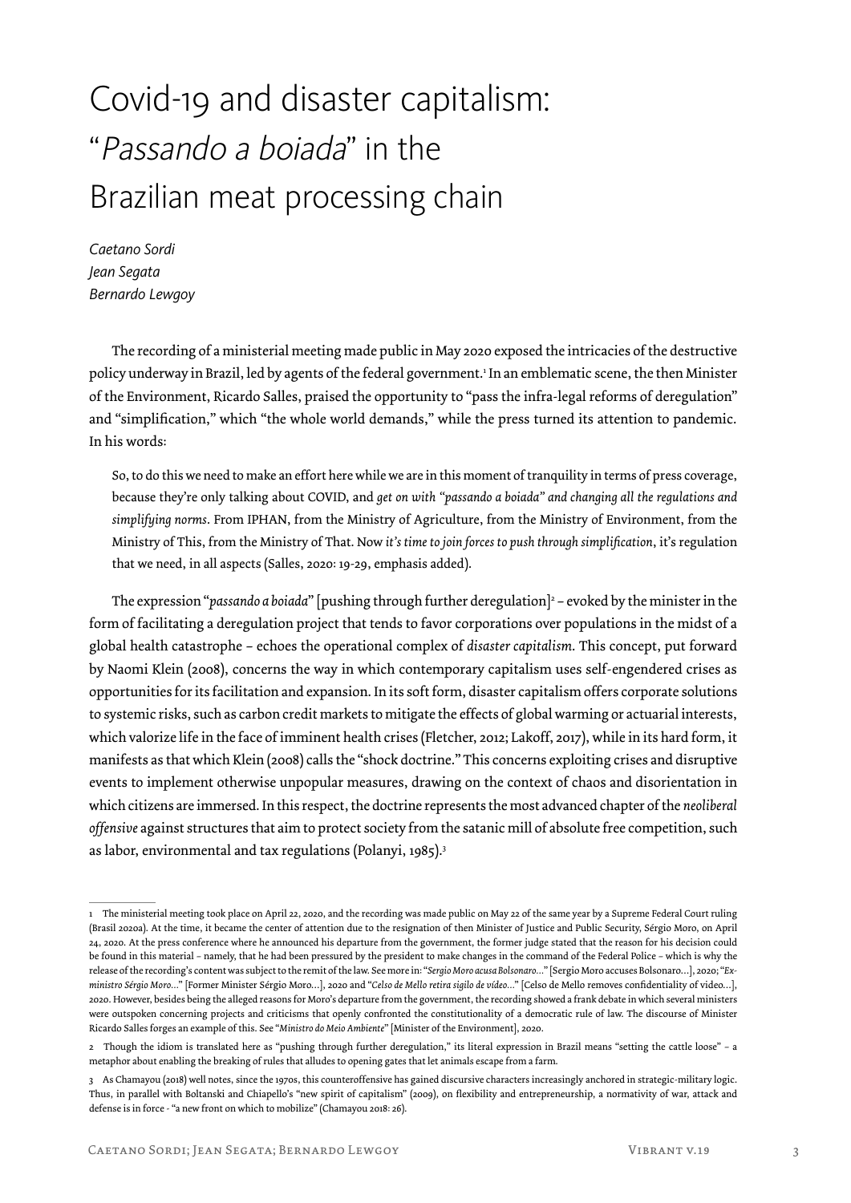# Covid-19 and disaster capitalism: "*Passando a boiada*" in the Brazilian meat processing chain

*Caetano Sordi*
*Jean Segata*
*Bernardo Lewgoy*

The recording of a ministerial meeting made public in May 2020 exposed the intricacies of the destructive policy underway in Brazil, led by agents of the federal government.[1] In an emblematic scene, the then Minister of the Environment, Ricardo Salles, praised the opportunity to "pass the infra-legal reforms of deregulation" and "simplification," which "the whole world demands," while the press turned its attention to pandemic. In his words:

> So, to do this we need to make an effort here while we are in this moment of tranquility in terms of press coverage, because they're only talking about COVID, and *get on with "passando a boiada" and changing all the regulations and simplifying norms*. From IPHAN, from the Ministry of Agriculture, from the Ministry of Environment, from the Ministry of This, from the Ministry of That. Now *it's time to join forces to push through simplification*, it's regulation that we need, in all aspects (Salles, 2020: 19-29, emphasis added).

The expression "*passando a boiada*" [pushing through further deregulation][2] – evoked by the minister in the form of facilitating a deregulation project that tends to favor corporations over populations in the midst of a global health catastrophe – echoes the operational complex of *disaster capitalism*. This concept, put forward by Naomi Klein (2008), concerns the way in which contemporary capitalism uses self-engendered crises as opportunities for its facilitation and expansion. In its soft form, disaster capitalism offers corporate solutions to systemic risks, such as carbon credit markets to mitigate the effects of global warming or actuarial interests, which valorize life in the face of imminent health crises (Fletcher, 2012; Lakoff, 2017), while in its hard form, it manifests as that which Klein (2008) calls the "shock doctrine." This concerns exploiting crises and disruptive events to implement otherwise unpopular measures, drawing on the context of chaos and disorientation in which citizens are immersed. In this respect, the doctrine represents the most advanced chapter of the *neoliberal offensive* against structures that aim to protect society from the satanic mill of absolute free competition, such as labor, environmental and tax regulations (Polanyi, 1985).[3]

---

1 The ministerial meeting took place on April 22, 2020, and the recording was made public on May 22 of the same year by a Supreme Federal Court ruling (Brasil 2020a). At the time, it became the center of attention due to the resignation of then Minister of Justice and Public Security, Sérgio Moro, on April 24, 2020. At the press conference where he announced his departure from the government, the former judge stated that the reason for his decision could be found in this material – namely, that he had been pressured by the president to make changes in the command of the Federal Police – which is why the release of the recording's content was subject to the remit of the law. See more in: "*Sergio Moro acusa Bolsonaro...*" [Sergio Moro accuses Bolsonaro...], 2020; "*Ex-ministro Sérgio Moro...*" [Former Minister Sérgio Moro...], 2020 and "*Celso de Mello retira sigilo de vídeo...*" [Celso de Mello removes confidentiality of video...], 2020. However, besides being the alleged reasons for Moro's departure from the government, the recording showed a frank debate in which several ministers were outspoken concerning projects and criticisms that openly confronted the constitutionality of a democratic rule of law. The discourse of Minister Ricardo Salles forges an example of this. See "*Ministro do Meio Ambiente*" [Minister of the Environment], 2020.

2 Though the idiom is translated here as "pushing through further deregulation," its literal expression in Brazil means "setting the cattle loose" – a metaphor about enabling the breaking of rules that alludes to opening gates that let animals escape from a farm.

3 As Chamayou (2018) well notes, since the 1970s, this counteroffensive has gained discursive characters increasingly anchored in strategic-military logic. Thus, in parallel with Boltanski and Chiapello's "new spirit of capitalism" (2009), on flexibility and entrepreneurship, a normativity of war, attack and defense is in force - "a new front on which to mobilize" (Chamayou 2018: 26).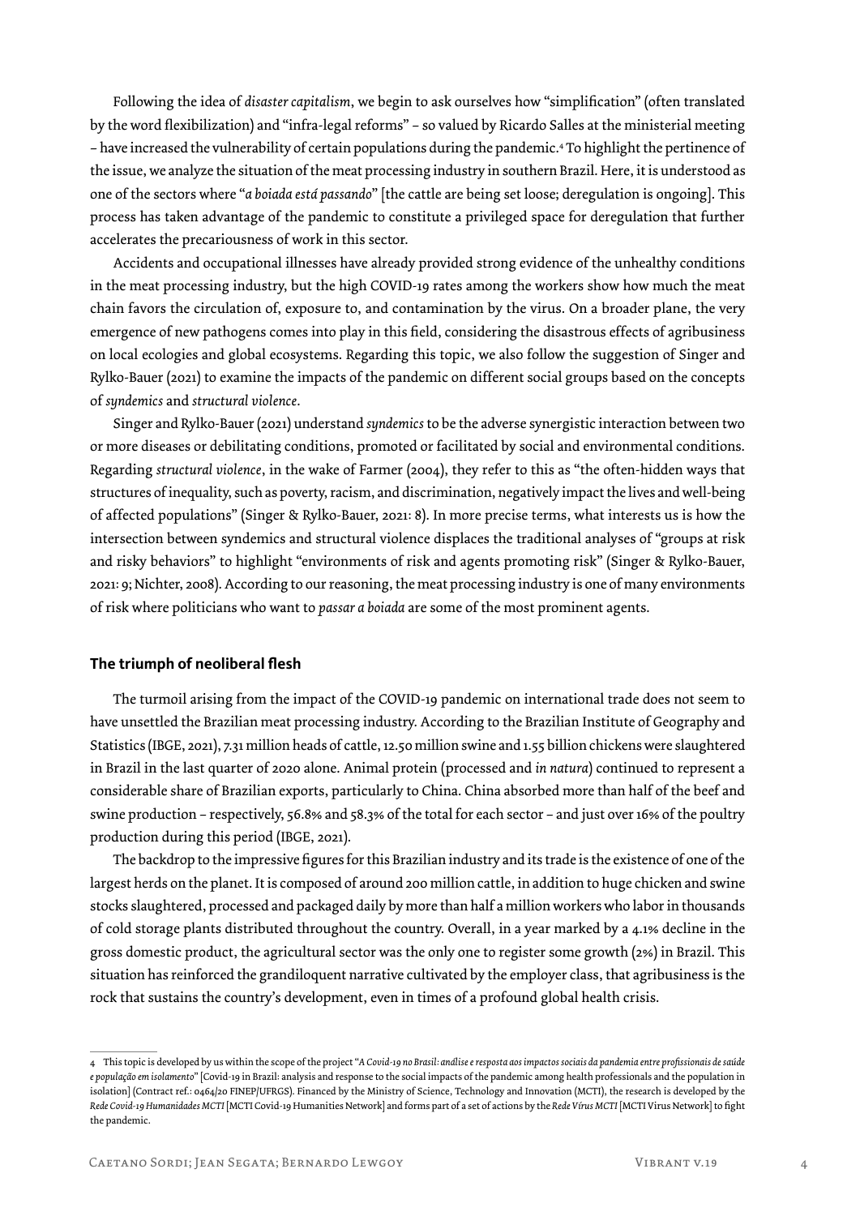Following the idea of *disaster capitalism*, we begin to ask ourselves how "simplification" (often translated by the word flexibilization) and "infra-legal reforms" – so valued by Ricardo Salles at the ministerial meeting – have increased the vulnerability of certain populations during the pandemic.[4] To highlight the pertinence of the issue, we analyze the situation of the meat processing industry in southern Brazil. Here, it is understood as one of the sectors where "*a boiada está passando*" [the cattle are being set loose; deregulation is ongoing]. This process has taken advantage of the pandemic to constitute a privileged space for deregulation that further accelerates the precariousness of work in this sector.

Accidents and occupational illnesses have already provided strong evidence of the unhealthy conditions in the meat processing industry, but the high COVID-19 rates among the workers show how much the meat chain favors the circulation of, exposure to, and contamination by the virus. On a broader plane, the very emergence of new pathogens comes into play in this field, considering the disastrous effects of agribusiness on local ecologies and global ecosystems. Regarding this topic, we also follow the suggestion of Singer and Rylko-Bauer (2021) to examine the impacts of the pandemic on different social groups based on the concepts of *syndemics* and *structural violence*.

Singer and Rylko-Bauer (2021) understand *syndemics* to be the adverse synergistic interaction between two or more diseases or debilitating conditions, promoted or facilitated by social and environmental conditions. Regarding *structural violence*, in the wake of Farmer (2004), they refer to this as "the often-hidden ways that structures of inequality, such as poverty, racism, and discrimination, negatively impact the lives and well-being of affected populations" (Singer & Rylko-Bauer, 2021: 8). In more precise terms, what interests us is how the intersection between syndemics and structural violence displaces the traditional analyses of "groups at risk and risky behaviors" to highlight "environments of risk and agents promoting risk" (Singer & Rylko-Bauer, 2021: 9; Nichter, 2008). According to our reasoning, the meat processing industry is one of many environments of risk where politicians who want to *passar a boiada* are some of the most prominent agents.

## The triumph of neoliberal flesh

The turmoil arising from the impact of the COVID-19 pandemic on international trade does not seem to have unsettled the Brazilian meat processing industry. According to the Brazilian Institute of Geography and Statistics (IBGE, 2021), 7.31 million heads of cattle, 12.50 million swine and 1.55 billion chickens were slaughtered in Brazil in the last quarter of 2020 alone. Animal protein (processed and *in natura*) continued to represent a considerable share of Brazilian exports, particularly to China. China absorbed more than half of the beef and swine production – respectively, 56.8% and 58.3% of the total for each sector – and just over 16% of the poultry production during this period (IBGE, 2021).

The backdrop to the impressive figures for this Brazilian industry and its trade is the existence of one of the largest herds on the planet. It is composed of around 200 million cattle, in addition to huge chicken and swine stocks slaughtered, processed and packaged daily by more than half a million workers who labor in thousands of cold storage plants distributed throughout the country. Overall, in a year marked by a 4.1% decline in the gross domestic product, the agricultural sector was the only one to register some growth (2%) in Brazil. This situation has reinforced the grandiloquent narrative cultivated by the employer class, that agribusiness is the rock that sustains the country's development, even in times of a profound global health crisis.

---

4 This topic is developed by us within the scope of the project "*A Covid-19 no Brasil: análise e resposta aos impactos sociais da pandemia entre profissionais de saúde e população em isolamento*" [Covid-19 in Brazil: analysis and response to the social impacts of the pandemic among health professionals and the population in isolation] (Contract ref.: 0464/20 FINEP/UFRGS). Financed by the Ministry of Science, Technology and Innovation (MCTI), the research is developed by the *Rede Covid-19 Humanidades MCTI* [MCTI Covid-19 Humanities Network] and forms part of a set of actions by the *Rede Vírus MCTI* [MCTI Virus Network] to fight the pandemic.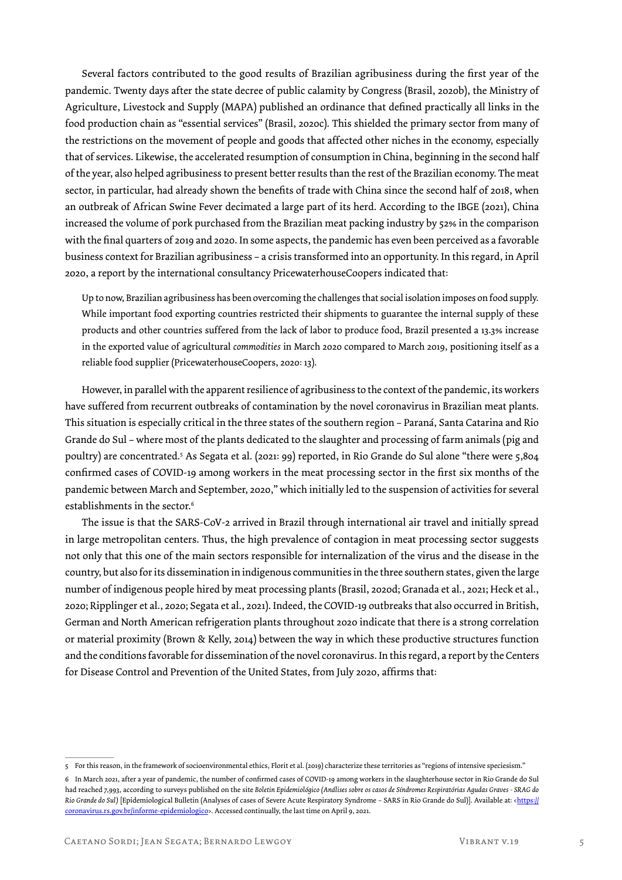Several factors contributed to the good results of Brazilian agribusiness during the first year of the pandemic. Twenty days after the state decree of public calamity by Congress (Brasil, 2020b), the Ministry of Agriculture, Livestock and Supply (MAPA) published an ordinance that defined practically all links in the food production chain as "essential services" (Brasil, 2020c). This shielded the primary sector from many of the restrictions on the movement of people and goods that affected other niches in the economy, especially that of services. Likewise, the accelerated resumption of consumption in China, beginning in the second half of the year, also helped agribusiness to present better results than the rest of the Brazilian economy. The meat sector, in particular, had already shown the benefits of trade with China since the second half of 2018, when an outbreak of African Swine Fever decimated a large part of its herd. According to the IBGE (2021), China increased the volume of pork purchased from the Brazilian meat packing industry by 52% in the comparison with the final quarters of 2019 and 2020. In some aspects, the pandemic has even been perceived as a favorable business context for Brazilian agribusiness – a crisis transformed into an opportunity. In this regard, in April 2020, a report by the international consultancy PricewaterhouseCoopers indicated that:

> Up to now, Brazilian agribusiness has been overcoming the challenges that social isolation imposes on food supply. While important food exporting countries restricted their shipments to guarantee the internal supply of these products and other countries suffered from the lack of labor to produce food, Brazil presented a 13.3% increase in the exported value of agricultural *commodities* in March 2020 compared to March 2019, positioning itself as a reliable food supplier (PricewaterhouseCoopers, 2020: 13).

However, in parallel with the apparent resilience of agribusiness to the context of the pandemic, its workers have suffered from recurrent outbreaks of contamination by the novel coronavirus in Brazilian meat plants. This situation is especially critical in the three states of the southern region – Paraná, Santa Catarina and Rio Grande do Sul – where most of the plants dedicated to the slaughter and processing of farm animals (pig and poultry) are concentrated.[5] As Segata et al. (2021: 99) reported, in Rio Grande do Sul alone "there were 5,804 confirmed cases of COVID-19 among workers in the meat processing sector in the first six months of the pandemic between March and September, 2020," which initially led to the suspension of activities for several establishments in the sector.[6]

The issue is that the SARS-CoV-2 arrived in Brazil through international air travel and initially spread in large metropolitan centers. Thus, the high prevalence of contagion in meat processing sector suggests not only that this one of the main sectors responsible for internalization of the virus and the disease in the country, but also for its dissemination in indigenous communities in the three southern states, given the large number of indigenous people hired by meat processing plants (Brasil, 2020d; Granada et al., 2021; Heck et al., 2020; Ripplinger et al., 2020; Segata et al., 2021). Indeed, the COVID-19 outbreaks that also occurred in British, German and North American refrigeration plants throughout 2020 indicate that there is a strong correlation or material proximity (Brown & Kelly, 2014) between the way in which these productive structures function and the conditions favorable for dissemination of the novel coronavirus. In this regard, a report by the Centers for Disease Control and Prevention of the United States, from July 2020, affirms that:

---

5 For this reason, in the framework of socioenvironmental ethics, Florit et al. (2019) characterize these territories as "regions of intensive speciesism."

6 In March 2021, after a year of pandemic, the number of confirmed cases of COVID-19 among workers in the slaughterhouse sector in Rio Grande do Sul had reached 7,993, according to surveys published on the site *Boletin Epidemiológico (Análises sobre os casos de Síndromes Respiratórias Agudas Graves - SRAG do Rio Grande do Sul)* [Epidemiological Bulletin (Analyses of cases of Severe Acute Respiratory Syndrome – SARS in Rio Grande do Sul)]. Available at: <https://coronavirus.rs.gov.br/informe-epidemiologico>. Accessed continually, the last time on April 9, 2021.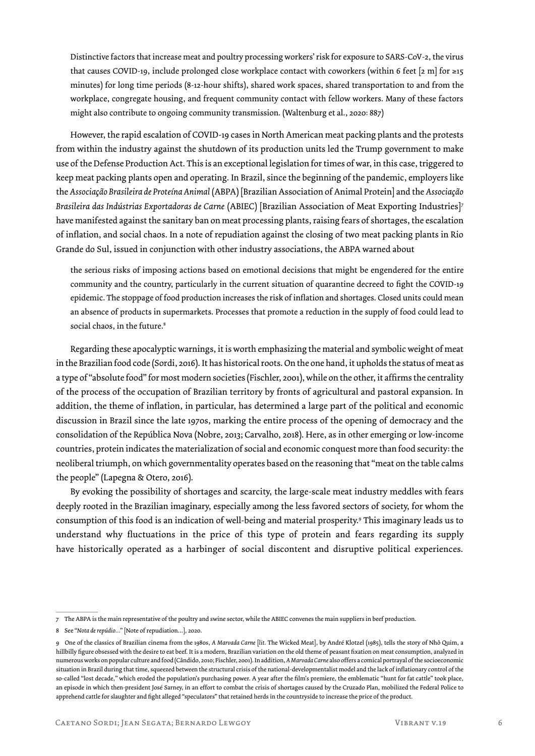> Distinctive factors that increase meat and poultry processing workers' risk for exposure to SARS-CoV-2, the virus that causes COVID-19, include prolonged close workplace contact with coworkers (within 6 feet [2 m] for ≥15 minutes) for long time periods (8-12-hour shifts), shared work spaces, shared transportation to and from the workplace, congregate housing, and frequent community contact with fellow workers. Many of these factors might also contribute to ongoing community transmission. (Waltenburg et al., 2020: 887)

However, the rapid escalation of COVID-19 cases in North American meat packing plants and the protests from within the industry against the shutdown of its production units led the Trump government to make use of the Defense Production Act. This is an exceptional legislation for times of war, in this case, triggered to keep meat packing plants open and operating. In Brazil, since the beginning of the pandemic, employers like the *Associação Brasileira de Proteína Animal* (ABPA) [Brazilian Association of Animal Protein] and the *Associação Brasileira das Indústrias Exportadoras de Carne* (ABIEC) [Brazilian Association of Meat Exporting Industries][7] have manifested against the sanitary ban on meat processing plants, raising fears of shortages, the escalation of inflation, and social chaos. In a note of repudiation against the closing of two meat packing plants in Rio Grande do Sul, issued in conjunction with other industry associations, the ABPA warned about

> the serious risks of imposing actions based on emotional decisions that might be engendered for the entire community and the country, particularly in the current situation of quarantine decreed to fight the COVID-19 epidemic. The stoppage of food production increases the risk of inflation and shortages. Closed units could mean an absence of products in supermarkets. Processes that promote a reduction in the supply of food could lead to social chaos, in the future.[8]

Regarding these apocalyptic warnings, it is worth emphasizing the material and symbolic weight of meat in the Brazilian food code (Sordi, 2016). It has historical roots. On the one hand, it upholds the status of meat as a type of "absolute food" for most modern societies (Fischler, 2001), while on the other, it affirms the centrality of the process of the occupation of Brazilian territory by fronts of agricultural and pastoral expansion. In addition, the theme of inflation, in particular, has determined a large part of the political and economic discussion in Brazil since the late 1970s, marking the entire process of the opening of democracy and the consolidation of the República Nova (Nobre, 2013; Carvalho, 2018). Here, as in other emerging or low-income countries, protein indicates the materialization of social and economic conquest more than food security: the neoliberal triumph, on which governmentality operates based on the reasoning that "meat on the table calms the people" (Lapegna & Otero, 2016).

By evoking the possibility of shortages and scarcity, the large-scale meat industry meddles with fears deeply rooted in the Brazilian imaginary, especially among the less favored sectors of society, for whom the consumption of this food is an indication of well-being and material prosperity.[9] This imaginary leads us to understand why fluctuations in the price of this type of protein and fears regarding its supply have historically operated as a harbinger of social discontent and disruptive political experiences.

---

7 The ABPA is the main representative of the poultry and swine sector, while the ABIEC convenes the main suppliers in beef production.

8 See "*Nota de repúdio...*" [Note of repudiation...], 2020.

9 One of the classics of Brazilian cinema from the 1980s, *A Marvada Carne* [*lit.* The Wicked Meat], by André Klotzel (1985), tells the story of Nhô Quim, a hillbilly figure obsessed with the desire to eat beef. It is a modern, Brazilian variation on the old theme of peasant fixation on meat consumption, analyzed in numerous works on popular culture and food (Cândido, 2010; Fischler, 2001). In addition, *A Marvada Carne* also offers a comical portrayal of the socioeconomic situation in Brazil during that time, squeezed between the structural crisis of the national-developmentalist model and the lack of inflationary control of the so-called "lost decade," which eroded the population's purchasing power. A year after the film's premiere, the emblematic "hunt for fat cattle" took place, an episode in which then-president José Sarney, in an effort to combat the crisis of shortages caused by the Cruzado Plan, mobilized the Federal Police to apprehend cattle for slaughter and fight alleged "speculators" that retained herds in the countryside to increase the price of the product.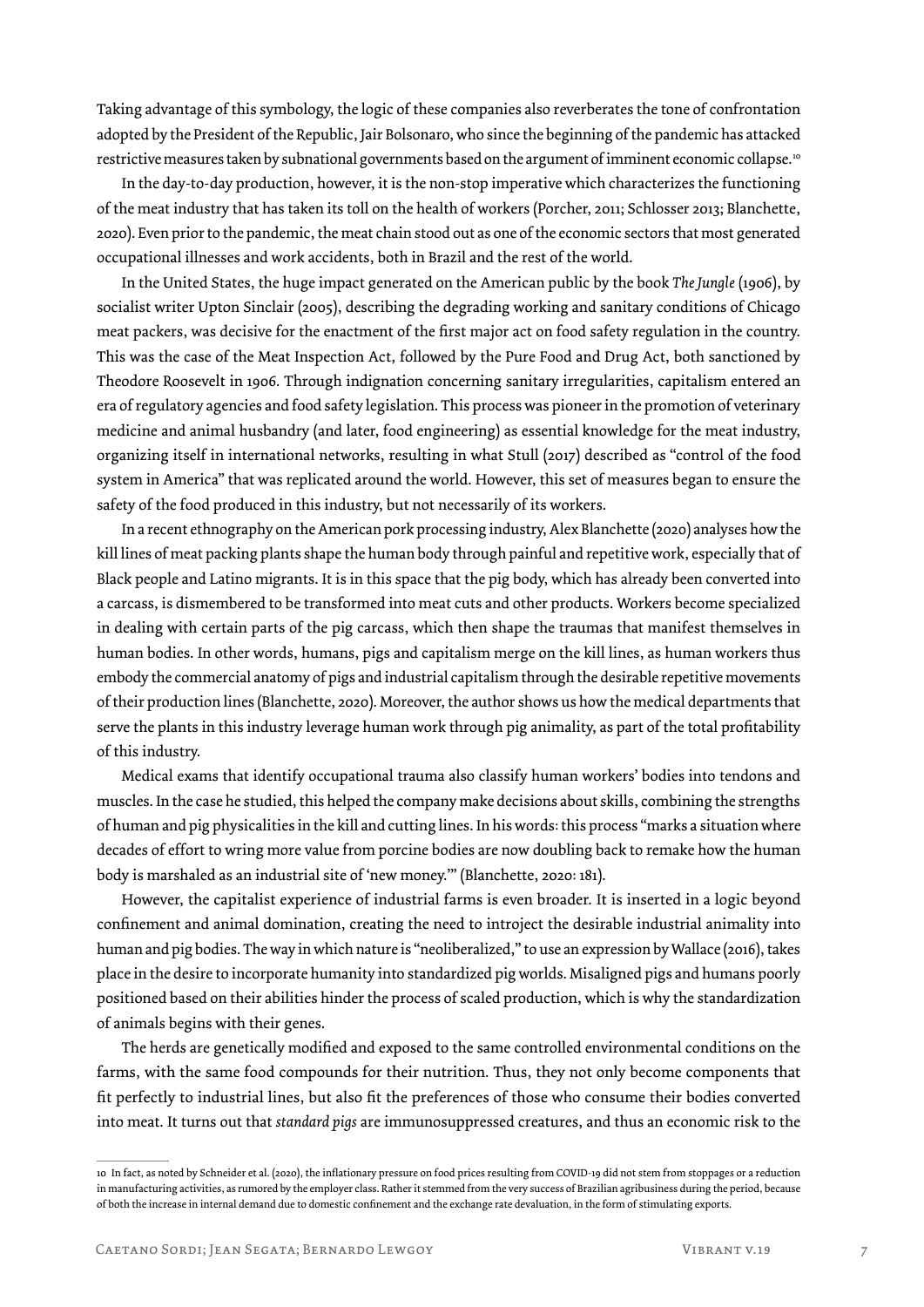Taking advantage of this symbology, the logic of these companies also reverberates the tone of confrontation adopted by the President of the Republic, Jair Bolsonaro, who since the beginning of the pandemic has attacked restrictive measures taken by subnational governments based on the argument of imminent economic collapse.[10]

In the day-to-day production, however, it is the non-stop imperative which characterizes the functioning of the meat industry that has taken its toll on the health of workers (Porcher, 2011; Schlosser 2013; Blanchette, 2020). Even prior to the pandemic, the meat chain stood out as one of the economic sectors that most generated occupational illnesses and work accidents, both in Brazil and the rest of the world.

In the United States, the huge impact generated on the American public by the book *The Jungle* (1906), by socialist writer Upton Sinclair (2005), describing the degrading working and sanitary conditions of Chicago meat packers, was decisive for the enactment of the first major act on food safety regulation in the country. This was the case of the Meat Inspection Act, followed by the Pure Food and Drug Act, both sanctioned by Theodore Roosevelt in 1906. Through indignation concerning sanitary irregularities, capitalism entered an era of regulatory agencies and food safety legislation. This process was pioneer in the promotion of veterinary medicine and animal husbandry (and later, food engineering) as essential knowledge for the meat industry, organizing itself in international networks, resulting in what Stull (2017) described as "control of the food system in America" that was replicated around the world. However, this set of measures began to ensure the safety of the food produced in this industry, but not necessarily of its workers.

In a recent ethnography on the American pork processing industry, Alex Blanchette (2020) analyses how the kill lines of meat packing plants shape the human body through painful and repetitive work, especially that of Black people and Latino migrants. It is in this space that the pig body, which has already been converted into a carcass, is dismembered to be transformed into meat cuts and other products. Workers become specialized in dealing with certain parts of the pig carcass, which then shape the traumas that manifest themselves in human bodies. In other words, humans, pigs and capitalism merge on the kill lines, as human workers thus embody the commercial anatomy of pigs and industrial capitalism through the desirable repetitive movements of their production lines (Blanchette, 2020). Moreover, the author shows us how the medical departments that serve the plants in this industry leverage human work through pig animality, as part of the total profitability of this industry.

Medical exams that identify occupational trauma also classify human workers' bodies into tendons and muscles. In the case he studied, this helped the company make decisions about skills, combining the strengths of human and pig physicalities in the kill and cutting lines. In his words: this process "marks a situation where decades of effort to wring more value from porcine bodies are now doubling back to remake how the human body is marshaled as an industrial site of 'new money.'" (Blanchette, 2020: 181).

However, the capitalist experience of industrial farms is even broader. It is inserted in a logic beyond confinement and animal domination, creating the need to introject the desirable industrial animality into human and pig bodies. The way in which nature is "neoliberalized," to use an expression by Wallace (2016), takes place in the desire to incorporate humanity into standardized pig worlds. Misaligned pigs and humans poorly positioned based on their abilities hinder the process of scaled production, which is why the standardization of animals begins with their genes.

The herds are genetically modified and exposed to the same controlled environmental conditions on the farms, with the same food compounds for their nutrition. Thus, they not only become components that fit perfectly to industrial lines, but also fit the preferences of those who consume their bodies converted into meat. It turns out that *standard pigs* are immunosuppressed creatures, and thus an economic risk to the

---

10 In fact, as noted by Schneider et al. (2020), the inflationary pressure on food prices resulting from COVID-19 did not stem from stoppages or a reduction in manufacturing activities, as rumored by the employer class. Rather it stemmed from the very success of Brazilian agribusiness during the period, because of both the increase in internal demand due to domestic confinement and the exchange rate devaluation, in the form of stimulating exports.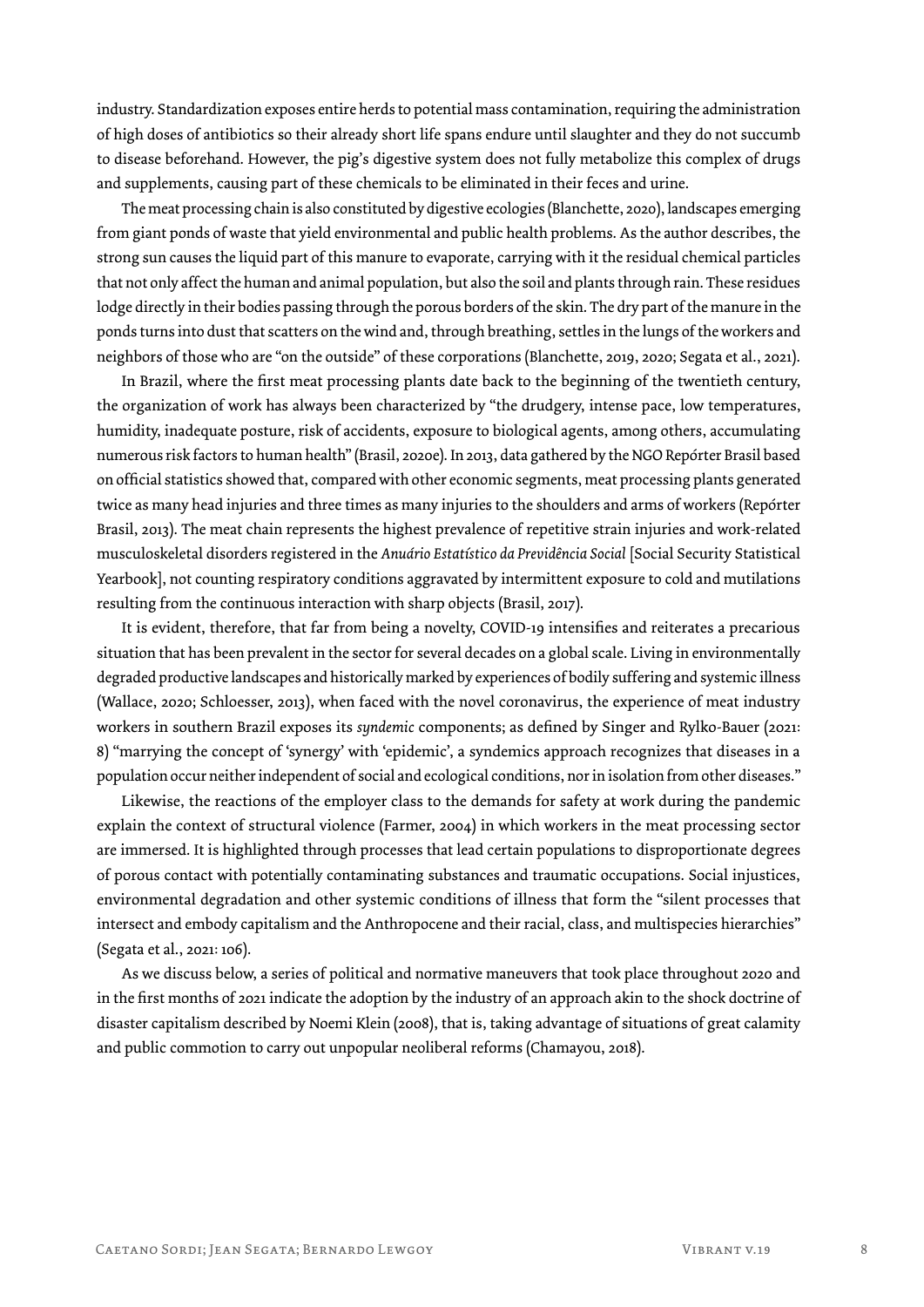industry. Standardization exposes entire herds to potential mass contamination, requiring the administration of high doses of antibiotics so their already short life spans endure until slaughter and they do not succumb to disease beforehand. However, the pig's digestive system does not fully metabolize this complex of drugs and supplements, causing part of these chemicals to be eliminated in their feces and urine.

The meat processing chain is also constituted by digestive ecologies (Blanchette, 2020), landscapes emerging from giant ponds of waste that yield environmental and public health problems. As the author describes, the strong sun causes the liquid part of this manure to evaporate, carrying with it the residual chemical particles that not only affect the human and animal population, but also the soil and plants through rain. These residues lodge directly in their bodies passing through the porous borders of the skin. The dry part of the manure in the ponds turns into dust that scatters on the wind and, through breathing, settles in the lungs of the workers and neighbors of those who are "on the outside" of these corporations (Blanchette, 2019, 2020; Segata et al., 2021).

In Brazil, where the first meat processing plants date back to the beginning of the twentieth century, the organization of work has always been characterized by "the drudgery, intense pace, low temperatures, humidity, inadequate posture, risk of accidents, exposure to biological agents, among others, accumulating numerous risk factors to human health" (Brasil, 2020e). In 2013, data gathered by the NGO Repórter Brasil based on official statistics showed that, compared with other economic segments, meat processing plants generated twice as many head injuries and three times as many injuries to the shoulders and arms of workers (Repórter Brasil, 2013). The meat chain represents the highest prevalence of repetitive strain injuries and work-related musculoskeletal disorders registered in the *Anuário Estatístico da Previdência Social* [Social Security Statistical Yearbook], not counting respiratory conditions aggravated by intermittent exposure to cold and mutilations resulting from the continuous interaction with sharp objects (Brasil, 2017).

It is evident, therefore, that far from being a novelty, COVID-19 intensifies and reiterates a precarious situation that has been prevalent in the sector for several decades on a global scale. Living in environmentally degraded productive landscapes and historically marked by experiences of bodily suffering and systemic illness (Wallace, 2020; Schloesser, 2013), when faced with the novel coronavirus, the experience of meat industry workers in southern Brazil exposes its *syndemic* components; as defined by Singer and Rylko-Bauer (2021: 8) "marrying the concept of 'synergy' with 'epidemic', a syndemics approach recognizes that diseases in a population occur neither independent of social and ecological conditions, nor in isolation from other diseases."

Likewise, the reactions of the employer class to the demands for safety at work during the pandemic explain the context of structural violence (Farmer, 2004) in which workers in the meat processing sector are immersed. It is highlighted through processes that lead certain populations to disproportionate degrees of porous contact with potentially contaminating substances and traumatic occupations. Social injustices, environmental degradation and other systemic conditions of illness that form the "silent processes that intersect and embody capitalism and the Anthropocene and their racial, class, and multispecies hierarchies" (Segata et al., 2021: 106).

As we discuss below, a series of political and normative maneuvers that took place throughout 2020 and in the first months of 2021 indicate the adoption by the industry of an approach akin to the shock doctrine of disaster capitalism described by Noemi Klein (2008), that is, taking advantage of situations of great calamity and public commotion to carry out unpopular neoliberal reforms (Chamayou, 2018).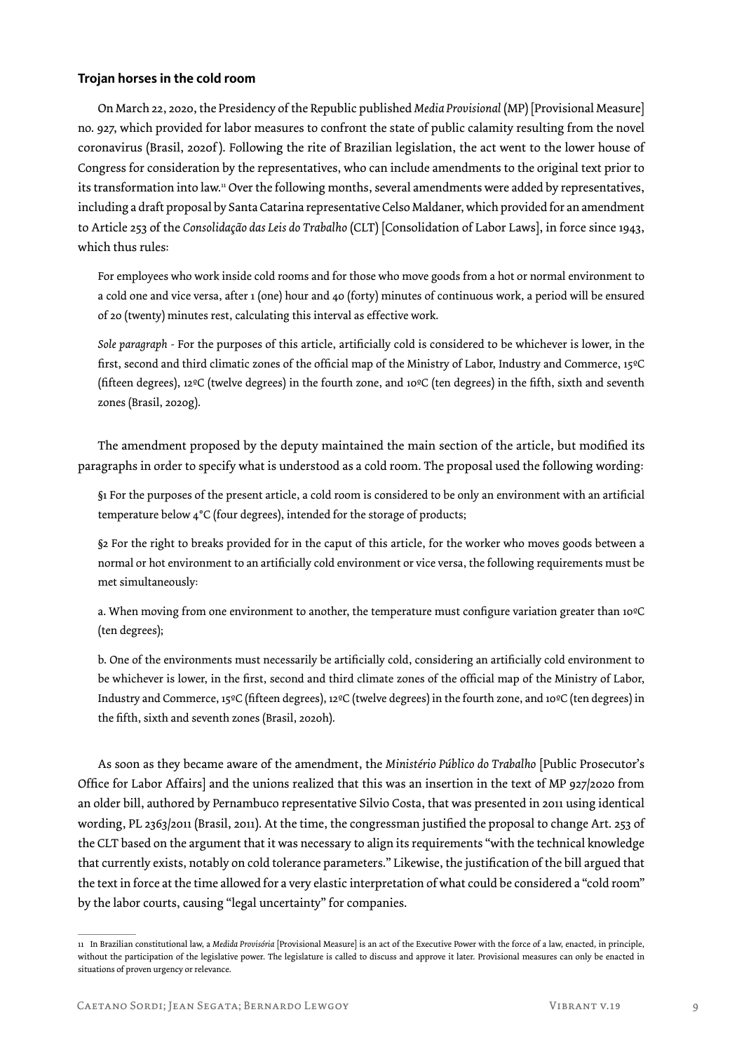### Trojan horses in the cold room

On March 22, 2020, the Presidency of the Republic published *Media Provisional* (MP) [Provisional Measure] no. 927, which provided for labor measures to confront the state of public calamity resulting from the novel coronavirus (Brasil, 2020f). Following the rite of Brazilian legislation, the act went to the lower house of Congress for consideration by the representatives, who can include amendments to the original text prior to its transformation into law.[11] Over the following months, several amendments were added by representatives, including a draft proposal by Santa Catarina representative Celso Maldaner, which provided for an amendment to Article 253 of the *Consolidação das Leis do Trabalho* (CLT) [Consolidation of Labor Laws], in force since 1943, which thus rules:

> For employees who work inside cold rooms and for those who move goods from a hot or normal environment to a cold one and vice versa, after 1 (one) hour and 40 (forty) minutes of continuous work, a period will be ensured of 20 (twenty) minutes rest, calculating this interval as effective work.
>
> *Sole paragraph* - For the purposes of this article, artificially cold is considered to be whichever is lower, in the first, second and third climatic zones of the official map of the Ministry of Labor, Industry and Commerce, 15ºC (fifteen degrees), 12ºC (twelve degrees) in the fourth zone, and 10ºC (ten degrees) in the fifth, sixth and seventh zones (Brasil, 2020g).

The amendment proposed by the deputy maintained the main section of the article, but modified its paragraphs in order to specify what is understood as a cold room. The proposal used the following wording:

> §1 For the purposes of the present article, a cold room is considered to be only an environment with an artificial temperature below 4°C (four degrees), intended for the storage of products;
>
> §2 For the right to breaks provided for in the caput of this article, for the worker who moves goods between a normal or hot environment to an artificially cold environment or vice versa, the following requirements must be met simultaneously:
>
> a. When moving from one environment to another, the temperature must configure variation greater than 10ºC (ten degrees);
>
> b. One of the environments must necessarily be artificially cold, considering an artificially cold environment to be whichever is lower, in the first, second and third climate zones of the official map of the Ministry of Labor, Industry and Commerce, 15ºC (fifteen degrees), 12ºC (twelve degrees) in the fourth zone, and 10ºC (ten degrees) in the fifth, sixth and seventh zones (Brasil, 2020h).

As soon as they became aware of the amendment, the *Ministério Público do Trabalho* [Public Prosecutor's Office for Labor Affairs] and the unions realized that this was an insertion in the text of MP 927/2020 from an older bill, authored by Pernambuco representative Silvio Costa, that was presented in 2011 using identical wording, PL 2363/2011 (Brasil, 2011). At the time, the congressman justified the proposal to change Art. 253 of the CLT based on the argument that it was necessary to align its requirements "with the technical knowledge that currently exists, notably on cold tolerance parameters." Likewise, the justification of the bill argued that the text in force at the time allowed for a very elastic interpretation of what could be considered a "cold room" by the labor courts, causing "legal uncertainty" for companies.

---

11 In Brazilian constitutional law, a *Medida Provisória* [Provisional Measure] is an act of the Executive Power with the force of a law, enacted, in principle, without the participation of the legislative power. The legislature is called to discuss and approve it later. Provisional measures can only be enacted in situations of proven urgency or relevance.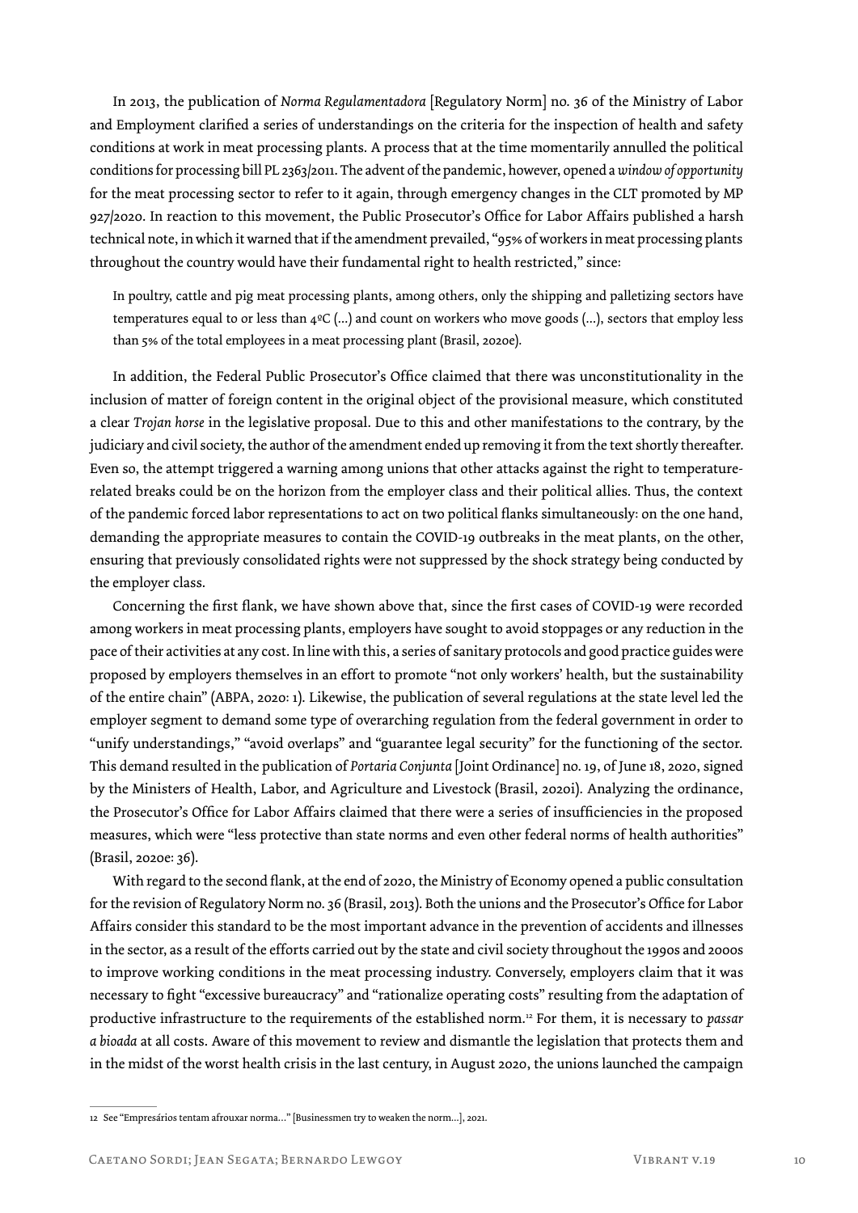In 2013, the publication of *Norma Regulamentadora* [Regulatory Norm] no. 36 of the Ministry of Labor and Employment clarified a series of understandings on the criteria for the inspection of health and safety conditions at work in meat processing plants. A process that at the time momentarily annulled the political conditions for processing bill PL 2363/2011. The advent of the pandemic, however, opened a *window of opportunity* for the meat processing sector to refer to it again, through emergency changes in the CLT promoted by MP 927/2020. In reaction to this movement, the Public Prosecutor's Office for Labor Affairs published a harsh technical note, in which it warned that if the amendment prevailed, "95% of workers in meat processing plants throughout the country would have their fundamental right to health restricted," since:

> In poultry, cattle and pig meat processing plants, among others, only the shipping and palletizing sectors have temperatures equal to or less than 4ºC (...) and count on workers who move goods (...), sectors that employ less than 5% of the total employees in a meat processing plant (Brasil, 2020e).

In addition, the Federal Public Prosecutor's Office claimed that there was unconstitutionality in the inclusion of matter of foreign content in the original object of the provisional measure, which constituted a clear *Trojan horse* in the legislative proposal. Due to this and other manifestations to the contrary, by the judiciary and civil society, the author of the amendment ended up removing it from the text shortly thereafter. Even so, the attempt triggered a warning among unions that other attacks against the right to temperature-related breaks could be on the horizon from the employer class and their political allies. Thus, the context of the pandemic forced labor representations to act on two political flanks simultaneously: on the one hand, demanding the appropriate measures to contain the COVID-19 outbreaks in the meat plants, on the other, ensuring that previously consolidated rights were not suppressed by the shock strategy being conducted by the employer class.

Concerning the first flank, we have shown above that, since the first cases of COVID-19 were recorded among workers in meat processing plants, employers have sought to avoid stoppages or any reduction in the pace of their activities at any cost. In line with this, a series of sanitary protocols and good practice guides were proposed by employers themselves in an effort to promote "not only workers' health, but the sustainability of the entire chain" (ABPA, 2020: 1). Likewise, the publication of several regulations at the state level led the employer segment to demand some type of overarching regulation from the federal government in order to "unify understandings," "avoid overlaps" and "guarantee legal security" for the functioning of the sector. This demand resulted in the publication of *Portaria Conjunta* [Joint Ordinance] no. 19, of June 18, 2020, signed by the Ministers of Health, Labor, and Agriculture and Livestock (Brasil, 2020i). Analyzing the ordinance, the Prosecutor's Office for Labor Affairs claimed that there were a series of insufficiencies in the proposed measures, which were "less protective than state norms and even other federal norms of health authorities" (Brasil, 2020e: 36).

With regard to the second flank, at the end of 2020, the Ministry of Economy opened a public consultation for the revision of Regulatory Norm no. 36 (Brasil, 2013). Both the unions and the Prosecutor's Office for Labor Affairs consider this standard to be the most important advance in the prevention of accidents and illnesses in the sector, as a result of the efforts carried out by the state and civil society throughout the 1990s and 2000s to improve working conditions in the meat processing industry. Conversely, employers claim that it was necessary to fight "excessive bureaucracy" and "rationalize operating costs" resulting from the adaptation of productive infrastructure to the requirements of the established norm.[12] For them, it is necessary to *passar a bioada* at all costs. Aware of this movement to review and dismantle the legislation that protects them and in the midst of the worst health crisis in the last century, in August 2020, the unions launched the campaign

---

12 See "Empresários tentam afrouxar norma..." [Businessmen try to weaken the norm...], 2021.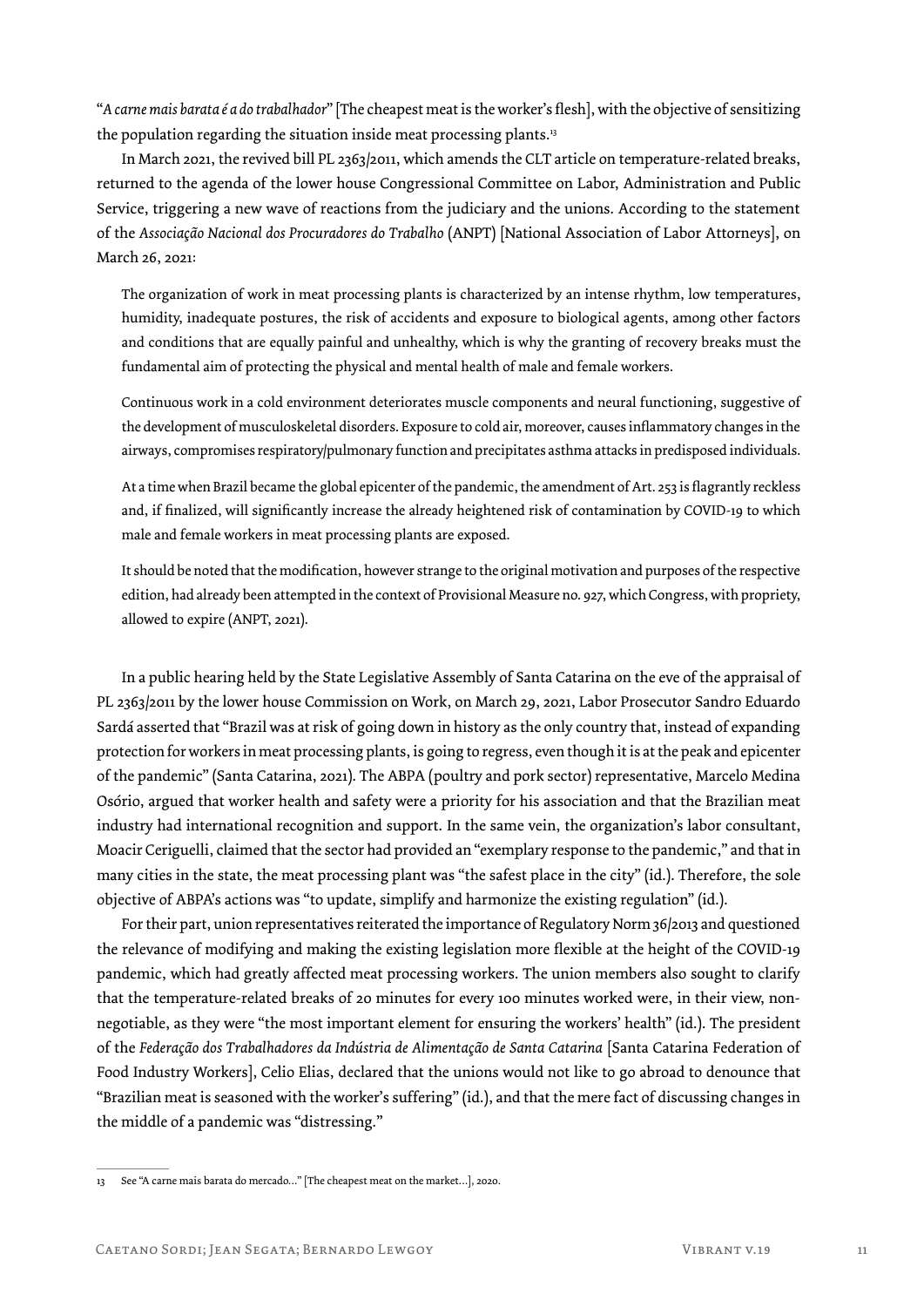"*A carne mais barata é a do trabalhador*" [The cheapest meat is the worker's flesh], with the objective of sensitizing the population regarding the situation inside meat processing plants.[13]

In March 2021, the revived bill PL 2363/2011, which amends the CLT article on temperature-related breaks, returned to the agenda of the lower house Congressional Committee on Labor, Administration and Public Service, triggering a new wave of reactions from the judiciary and the unions. According to the statement of the *Associação Nacional dos Procuradores do Trabalho* (ANPT) [National Association of Labor Attorneys], on March 26, 2021:

> The organization of work in meat processing plants is characterized by an intense rhythm, low temperatures, humidity, inadequate postures, the risk of accidents and exposure to biological agents, among other factors and conditions that are equally painful and unhealthy, which is why the granting of recovery breaks must the fundamental aim of protecting the physical and mental health of male and female workers.
>
> Continuous work in a cold environment deteriorates muscle components and neural functioning, suggestive of the development of musculoskeletal disorders. Exposure to cold air, moreover, causes inflammatory changes in the airways, compromises respiratory/pulmonary function and precipitates asthma attacks in predisposed individuals.
>
> At a time when Brazil became the global epicenter of the pandemic, the amendment of Art. 253 is flagrantly reckless and, if finalized, will significantly increase the already heightened risk of contamination by COVID-19 to which male and female workers in meat processing plants are exposed.
>
> It should be noted that the modification, however strange to the original motivation and purposes of the respective edition, had already been attempted in the context of Provisional Measure no. 927, which Congress, with propriety, allowed to expire (ANPT, 2021).

In a public hearing held by the State Legislative Assembly of Santa Catarina on the eve of the appraisal of PL 2363/2011 by the lower house Commission on Work, on March 29, 2021, Labor Prosecutor Sandro Eduardo Sardá asserted that "Brazil was at risk of going down in history as the only country that, instead of expanding protection for workers in meat processing plants, is going to regress, even though it is at the peak and epicenter of the pandemic" (Santa Catarina, 2021). The ABPA (poultry and pork sector) representative, Marcelo Medina Osório, argued that worker health and safety were a priority for his association and that the Brazilian meat industry had international recognition and support. In the same vein, the organization's labor consultant, Moacir Ceriguelli, claimed that the sector had provided an "exemplary response to the pandemic," and that in many cities in the state, the meat processing plant was "the safest place in the city" (id.). Therefore, the sole objective of ABPA's actions was "to update, simplify and harmonize the existing regulation" (id.).

For their part, union representatives reiterated the importance of Regulatory Norm 36/2013 and questioned the relevance of modifying and making the existing legislation more flexible at the height of the COVID-19 pandemic, which had greatly affected meat processing workers. The union members also sought to clarify that the temperature-related breaks of 20 minutes for every 100 minutes worked were, in their view, non-negotiable, as they were "the most important element for ensuring the workers' health" (id.). The president of the *Federação dos Trabalhadores da Indústria de Alimentação de Santa Catarina* [Santa Catarina Federation of Food Industry Workers], Celio Elias, declared that the unions would not like to go abroad to denounce that "Brazilian meat is seasoned with the worker's suffering" (id.), and that the mere fact of discussing changes in the middle of a pandemic was "distressing."

---

13 See "A carne mais barata do mercado..." [The cheapest meat on the market...], 2020.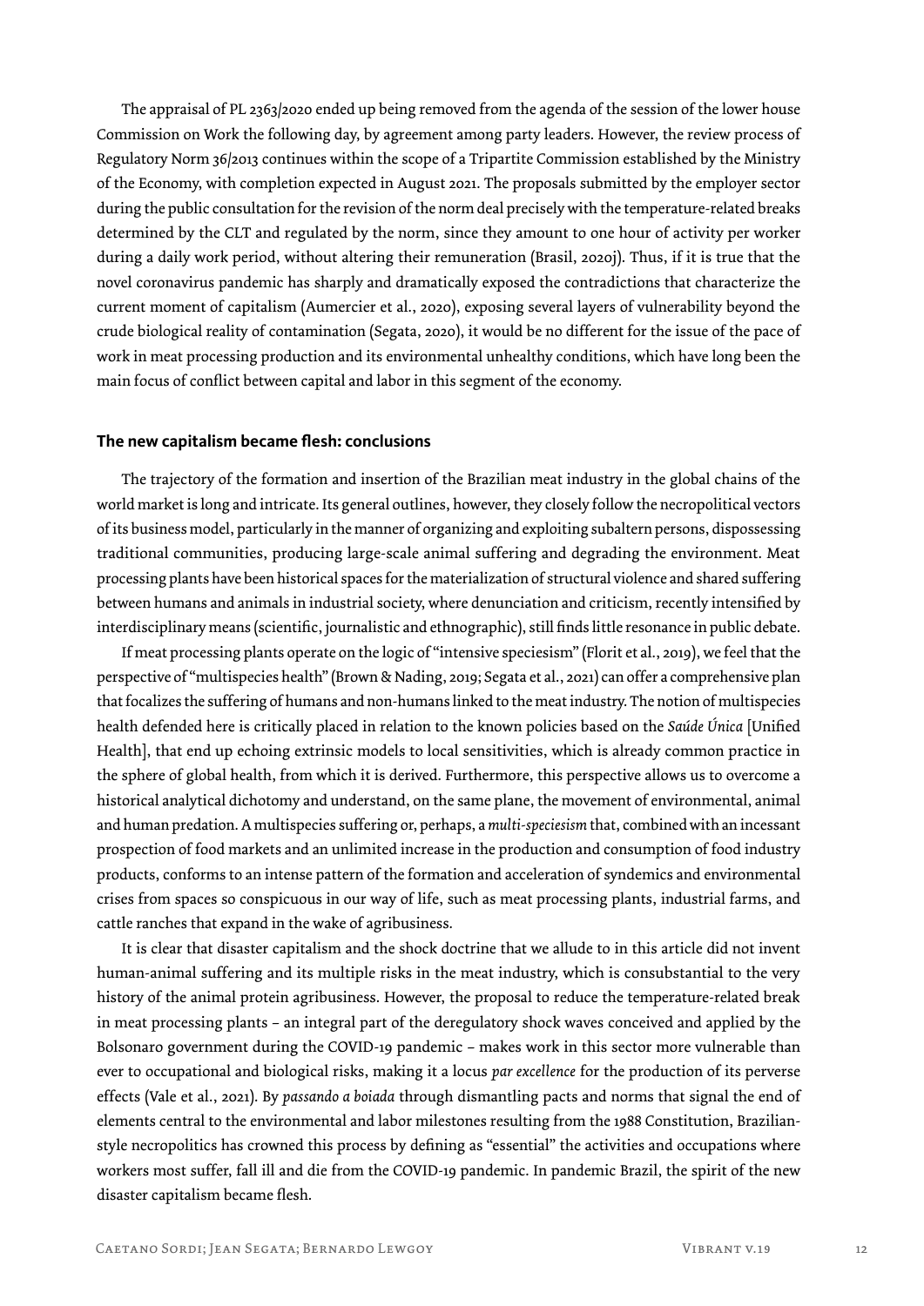The appraisal of PL 2363/2020 ended up being removed from the agenda of the session of the lower house Commission on Work the following day, by agreement among party leaders. However, the review process of Regulatory Norm 36/2013 continues within the scope of a Tripartite Commission established by the Ministry of the Economy, with completion expected in August 2021. The proposals submitted by the employer sector during the public consultation for the revision of the norm deal precisely with the temperature-related breaks determined by the CLT and regulated by the norm, since they amount to one hour of activity per worker during a daily work period, without altering their remuneration (Brasil, 2020j). Thus, if it is true that the novel coronavirus pandemic has sharply and dramatically exposed the contradictions that characterize the current moment of capitalism (Aumercier et al., 2020), exposing several layers of vulnerability beyond the crude biological reality of contamination (Segata, 2020), it would be no different for the issue of the pace of work in meat processing production and its environmental unhealthy conditions, which have long been the main focus of conflict between capital and labor in this segment of the economy.

## The new capitalism became flesh: conclusions

The trajectory of the formation and insertion of the Brazilian meat industry in the global chains of the world market is long and intricate. Its general outlines, however, they closely follow the necropolitical vectors of its business model, particularly in the manner of organizing and exploiting subaltern persons, dispossessing traditional communities, producing large-scale animal suffering and degrading the environment. Meat processing plants have been historical spaces for the materialization of structural violence and shared suffering between humans and animals in industrial society, where denunciation and criticism, recently intensified by interdisciplinary means (scientific, journalistic and ethnographic), still finds little resonance in public debate.

If meat processing plants operate on the logic of "intensive speciesism" (Florit et al., 2019), we feel that the perspective of "multispecies health" (Brown & Nading, 2019; Segata et al., 2021) can offer a comprehensive plan that focalizes the suffering of humans and non-humans linked to the meat industry. The notion of multispecies health defended here is critically placed in relation to the known policies based on the *Saúde Única* [Unified Health], that end up echoing extrinsic models to local sensitivities, which is already common practice in the sphere of global health, from which it is derived. Furthermore, this perspective allows us to overcome a historical analytical dichotomy and understand, on the same plane, the movement of environmental, animal and human predation. A multispecies suffering or, perhaps, a *multi-speciesism* that, combined with an incessant prospection of food markets and an unlimited increase in the production and consumption of food industry products, conforms to an intense pattern of the formation and acceleration of syndemics and environmental crises from spaces so conspicuous in our way of life, such as meat processing plants, industrial farms, and cattle ranches that expand in the wake of agribusiness.

It is clear that disaster capitalism and the shock doctrine that we allude to in this article did not invent human-animal suffering and its multiple risks in the meat industry, which is consubstantial to the very history of the animal protein agribusiness. However, the proposal to reduce the temperature-related break in meat processing plants – an integral part of the deregulatory shock waves conceived and applied by the Bolsonaro government during the COVID-19 pandemic – makes work in this sector more vulnerable than ever to occupational and biological risks, making it a locus *par excellence* for the production of its perverse effects (Vale et al., 2021). By *passando a boiada* through dismantling pacts and norms that signal the end of elements central to the environmental and labor milestones resulting from the 1988 Constitution, Brazilian-style necropolitics has crowned this process by defining as "essential" the activities and occupations where workers most suffer, fall ill and die from the COVID-19 pandemic. In pandemic Brazil, the spirit of the new disaster capitalism became flesh.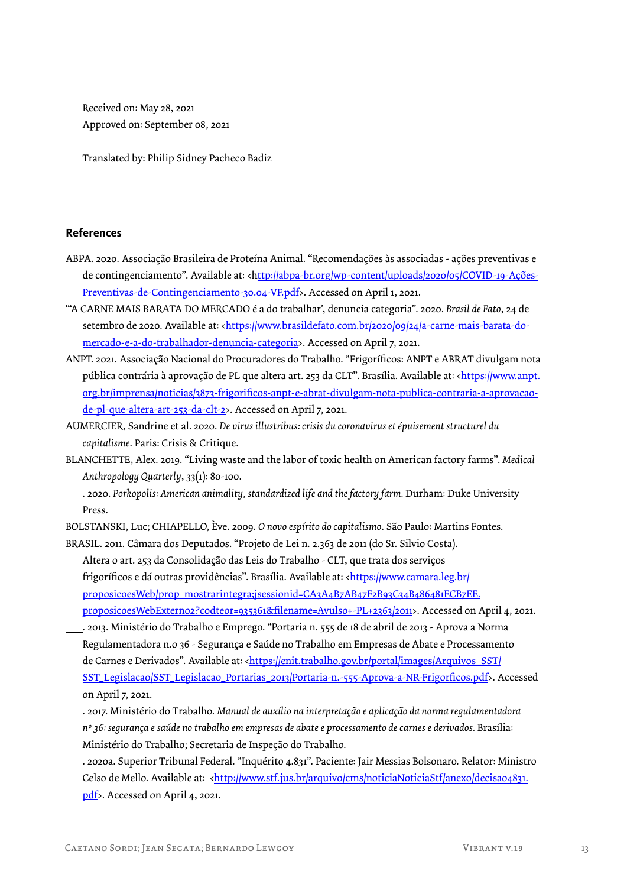Received on: May 28, 2021
Approved on: September 08, 2021

Translated by: Philip Sidney Pacheco Badiz

## References

ABPA. 2020. Associação Brasileira de Proteína Animal. "Recomendações às associadas - ações preventivas e de contingenciamento". Available at: <http://abpa-br.org/wp-content/uploads/2020/05/COVID-19-Ações-Preventivas-de-Contingenciamento-30.04-VF.pdf>. Accessed on April 1, 2021.

"'A CARNE MAIS BARATA DO MERCADO é a do trabalhar', denuncia categoria". 2020. *Brasil de Fato*, 24 de setembro de 2020. Available at: <https://www.brasildefato.com.br/2020/09/24/a-carne-mais-barata-do-mercado-e-a-do-trabalhador-denuncia-categoria>. Accessed on April 7, 2021.

ANPT. 2021. Associação Nacional do Procuradores do Trabalho. "Frigoríficos: ANPT e ABRAT divulgam nota pública contrária à aprovação de PL que altera art. 253 da CLT". Brasília. Available at: <https://www.anpt.org.br/imprensa/noticias/3873-frigorificos-anpt-e-abrat-divulgam-nota-publica-contraria-a-aprovacao-de-pl-que-altera-art-253-da-clt-2>. Accessed on April 7, 2021.

AUMERCIER, Sandrine et al. 2020. *De virus illustribus: crisis du coronavirus et épuisement structurel du capitalisme*. Paris: Crisis & Critique.

BLANCHETTE, Alex. 2019. "Living waste and the labor of toxic health on American factory farms". *Medical Anthropology Quarterly*, 33(1): 80-100.

. 2020. *Porkopolis: American animality, standardized life and the factory farm.* Durham: Duke University Press.

BOLSTANSKI, Luc; CHIAPELLO, Ève. 2009. *O novo espírito do capitalismo*. São Paulo: Martins Fontes.

BRASIL. 2011. Câmara dos Deputados. "Projeto de Lei n. 2.363 de 2011 (do Sr. Silvio Costa). Altera o art. 253 da Consolidação das Leis do Trabalho - CLT, que trata dos serviços frigoríficos e dá outras providências". Brasília. Available at: <https://www.camara.leg.br/proposicoesWeb/prop_mostrarintegra;jsessionid=CA3A4B7AB47F2B93C34B486481ECB7EE.proposicoesWebExterno2?codteor=935361&filename=Avulso+-PL+2363/2011>. Accessed on April 4, 2021.

\_\_\_\_. 2013. Ministério do Trabalho e Emprego. "Portaria n. 555 de 18 de abril de 2013 - Aprova a Norma Regulamentadora n.o 36 - Segurança e Saúde no Trabalho em Empresas de Abate e Processamento de Carnes e Derivados". Available at: <https://enit.trabalho.gov.br/portal/images/Arquivos_SST/SST_Legislacao/SST_Legislacao_Portarias_2013/Portaria-n.-555-Aprova-a-NR-Frigorficos.pdf>. Accessed on April 7, 2021.

\_\_\_\_. 2017. Ministério do Trabalho. *Manual de auxílio na interpretação e aplicação da norma regulamentadora nº 36: segurança e saúde no trabalho em empresas de abate e processamento de carnes e derivados*. Brasília: Ministério do Trabalho; Secretaria de Inspeção do Trabalho.

\_\_\_\_. 2020a. Superior Tribunal Federal. "Inquérito 4.831". Paciente: Jair Messias Bolsonaro. Relator: Ministro Celso de Mello. Available at: <http://www.stf.jus.br/arquivo/cms/noticiaNoticiaStf/anexo/decisao4831.pdf>. Accessed on April 4, 2021.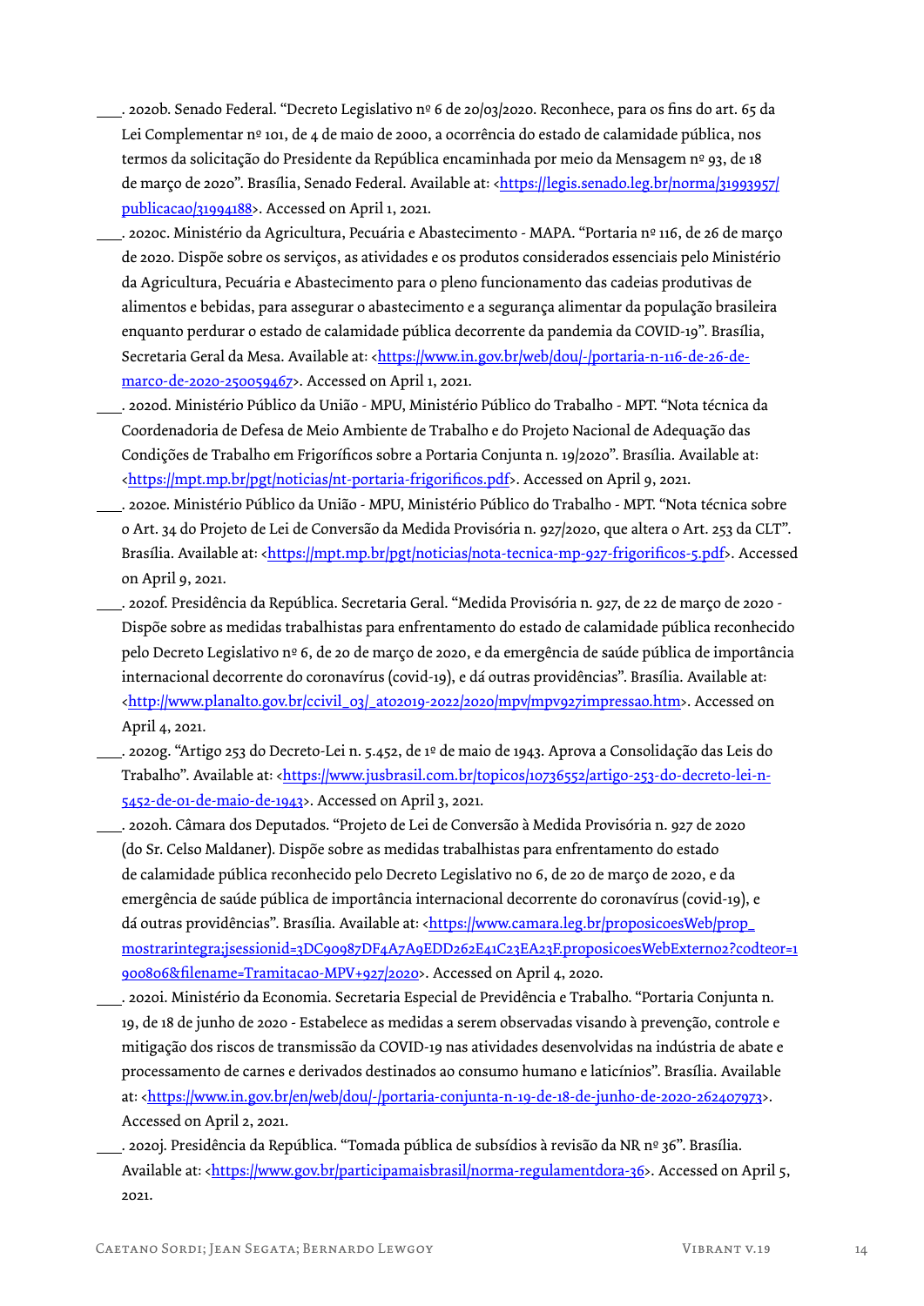___. 2020b. Senado Federal. "Decreto Legislativo nº 6 de 20/03/2020. Reconhece, para os fins do art. 65 da Lei Complementar nº 101, de 4 de maio de 2000, a ocorrência do estado de calamidade pública, nos termos da solicitação do Presidente da República encaminhada por meio da Mensagem nº 93, de 18 de março de 2020". Brasília, Senado Federal. Available at: <https://legis.senado.leg.br/norma/31993957/publicacao/31994188>. Accessed on April 1, 2021.

___. 2020c. Ministério da Agricultura, Pecuária e Abastecimento - MAPA. "Portaria nº 116, de 26 de março de 2020. Dispõe sobre os serviços, as atividades e os produtos considerados essenciais pelo Ministério da Agricultura, Pecuária e Abastecimento para o pleno funcionamento das cadeias produtivas de alimentos e bebidas, para assegurar o abastecimento e a segurança alimentar da população brasileira enquanto perdurar o estado de calamidade pública decorrente da pandemia da COVID-19". Brasília, Secretaria Geral da Mesa. Available at: <https://www.in.gov.br/web/dou/-/portaria-n-116-de-26-de-marco-de-2020-250059467>. Accessed on April 1, 2021.

___. 2020d. Ministério Público da União - MPU, Ministério Público do Trabalho - MPT. "Nota técnica da Coordenadoria de Defesa de Meio Ambiente de Trabalho e do Projeto Nacional de Adequação das Condições de Trabalho em Frigoríficos sobre a Portaria Conjunta n. 19/2020". Brasília. Available at: <https://mpt.mp.br/pgt/noticias/nt-portaria-frigorificos.pdf>. Accessed on April 9, 2021.

___. 2020e. Ministério Público da União - MPU, Ministério Público do Trabalho - MPT. "Nota técnica sobre o Art. 34 do Projeto de Lei de Conversão da Medida Provisória n. 927/2020, que altera o Art. 253 da CLT". Brasília. Available at: <https://mpt.mp.br/pgt/noticias/nota-tecnica-mp-927-frigorificos-5.pdf>. Accessed on April 9, 2021.

___. 2020f. Presidência da República. Secretaria Geral. "Medida Provisória n. 927, de 22 de março de 2020 - Dispõe sobre as medidas trabalhistas para enfrentamento do estado de calamidade pública reconhecido pelo Decreto Legislativo nº 6, de 20 de março de 2020, e da emergência de saúde pública de importância internacional decorrente do coronavírus (covid-19), e dá outras providências". Brasília. Available at: <http://www.planalto.gov.br/ccivil_03/_ato2019-2022/2020/mpv/mpv927impressao.htm>. Accessed on April 4, 2021.

___. 2020g. "Artigo 253 do Decreto-Lei n. 5.452, de 1º de maio de 1943. Aprova a Consolidação das Leis do Trabalho". Available at: <https://www.jusbrasil.com.br/topicos/10736552/artigo-253-do-decreto-lei-n-5452-de-01-de-maio-de-1943>. Accessed on April 3, 2021.

___. 2020h. Câmara dos Deputados. "Projeto de Lei de Conversão à Medida Provisória n. 927 de 2020 (do Sr. Celso Maldaner). Dispõe sobre as medidas trabalhistas para enfrentamento do estado de calamidade pública reconhecido pelo Decreto Legislativo no 6, de 20 de março de 2020, e da emergência de saúde pública de importância internacional decorrente do coronavírus (covid-19), e dá outras providências". Brasília. Available at: <https://www.camara.leg.br/proposicoesWeb/prop_mostrarintegra;jsessionid=3DC90987DF4A7A9EDD262E41C23EA23F.proposicoesWebExterno2?codteor=1900806&filename=Tramitacao-MPV+927/2020>. Accessed on April 4, 2020.

___. 2020i. Ministério da Economia. Secretaria Especial de Previdência e Trabalho. "Portaria Conjunta n. 19, de 18 de junho de 2020 - Estabelece as medidas a serem observadas visando à prevenção, controle e mitigação dos riscos de transmissão da COVID-19 nas atividades desenvolvidas na indústria de abate e processamento de carnes e derivados destinados ao consumo humano e laticínios". Brasília. Available at: <https://www.in.gov.br/en/web/dou/-/portaria-conjunta-n-19-de-18-de-junho-de-2020-262407973>. Accessed on April 2, 2021.

___. 2020j. Presidência da República. "Tomada pública de subsídios à revisão da NR nº 36". Brasília. Available at: <https://www.gov.br/participamaisbrasil/norma-regulamentdora-36>. Accessed on April 5, 2021.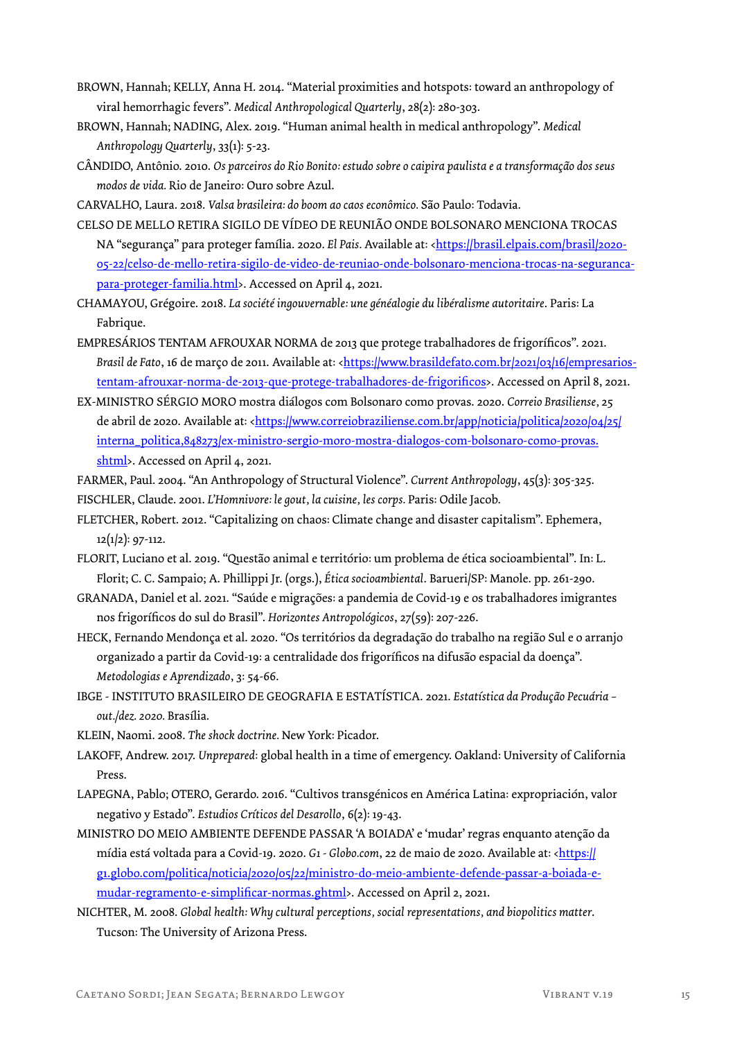BROWN, Hannah; KELLY, Anna H. 2014. "Material proximities and hotspots: toward an anthropology of viral hemorrhagic fevers". *Medical Anthropological Quarterly*, 28(2): 280-303.

BROWN, Hannah; NADING, Alex. 2019. "Human animal health in medical anthropology". *Medical Anthropology Quarterly*, 33(1): 5-23.

CÂNDIDO, Antônio. 2010. *Os parceiros do Rio Bonito: estudo sobre o caipira paulista e a transformação dos seus modos de vida*. Rio de Janeiro: Ouro sobre Azul.

CARVALHO, Laura. 2018. *Valsa brasileira: do boom ao caos econômico*. São Paulo: Todavia.

CELSO DE MELLO RETIRA SIGILO DE VÍDEO DE REUNIÃO ONDE BOLSONARO MENCIONA TROCAS NA "segurança" para proteger família. 2020. *El Pais*. Available at: <https://brasil.elpais.com/brasil/2020-05-22/celso-de-mello-retira-sigilo-de-video-de-reuniao-onde-bolsonaro-menciona-trocas-na-seguranca-para-proteger-familia.html>. Accessed on April 4, 2021.

CHAMAYOU, Grégoire. 2018. *La société ingouvernable: une généalogie du libéralisme autoritaire*. Paris: La Fabrique.

EMPRESÁRIOS TENTAM AFROUXAR NORMA de 2013 que protege trabalhadores de frigoríficos". 2021. *Brasil de Fato*, 16 de março de 2011. Available at: <https://www.brasildefato.com.br/2021/03/16/empresarios-tentam-afrouxar-norma-de-2013-que-protege-trabalhadores-de-frigorificos>. Accessed on April 8, 2021.

EX-MINISTRO SÉRGIO MORO mostra diálogos com Bolsonaro como provas. 2020. *Correio Brasiliense*, 25 de abril de 2020. Available at: <https://www.correiobraziliense.com.br/app/noticia/politica/2020/04/25/interna_politica,848273/ex-ministro-sergio-moro-mostra-dialogos-com-bolsonaro-como-provas.shtml>. Accessed on April 4, 2021.

FARMER, Paul. 2004. "An Anthropology of Structural Violence". *Current Anthropology*, 45(3): 305-325.

FISCHLER, Claude. 2001. *L'Homnivore: le gout, la cuisine, les corps*. Paris: Odile Jacob.

FLETCHER, Robert. 2012. "Capitalizing on chaos: Climate change and disaster capitalism". Ephemera, 12(1/2): 97-112.

FLORIT, Luciano et al. 2019. "Questão animal e território: um problema de ética socioambiental". In: L. Florit; C. C. Sampaio; A. Phillippi Jr. (orgs.), *Ética socioambiental*. Barueri/SP: Manole. pp. 261-290.

GRANADA, Daniel et al. 2021. "Saúde e migrações: a pandemia de Covid-19 e os trabalhadores imigrantes nos frigoríficos do sul do Brasil". *Horizontes Antropológicos*, 27(59): 207-226.

HECK, Fernando Mendonça et al. 2020. "Os territórios da degradação do trabalho na região Sul e o arranjo organizado a partir da Covid-19: a centralidade dos frigoríficos na difusão espacial da doença". *Metodologias e Aprendizado*, 3: 54-66.

IBGE - INSTITUTO BRASILEIRO DE GEOGRAFIA E ESTATÍSTICA. 2021. *Estatística da Produção Pecuária – out./dez. 2020*. Brasília.

KLEIN, Naomi. 2008. *The shock doctrine*. New York: Picador.

LAKOFF, Andrew. 2017. *Unprepared*: global health in a time of emergency. Oakland: University of California Press.

LAPEGNA, Pablo; OTERO, Gerardo. 2016. "Cultivos transgénicos en América Latina: expropriación, valor negativo y Estado". *Estudios Críticos del Desarollo*, 6(2): 19-43.

MINISTRO DO MEIO AMBIENTE DEFENDE PASSAR 'A BOIADA' e 'mudar' regras enquanto atenção da mídia está voltada para a Covid-19. 2020. *G1 - Globo.com*, 22 de maio de 2020. Available at: <https://g1.globo.com/politica/noticia/2020/05/22/ministro-do-meio-ambiente-defende-passar-a-boiada-e-mudar-regramento-e-simplificar-normas.ghtml>. Accessed on April 2, 2021.

NICHTER, M. 2008. *Global health: Why cultural perceptions, social representations, and biopolitics matter*. Tucson: The University of Arizona Press.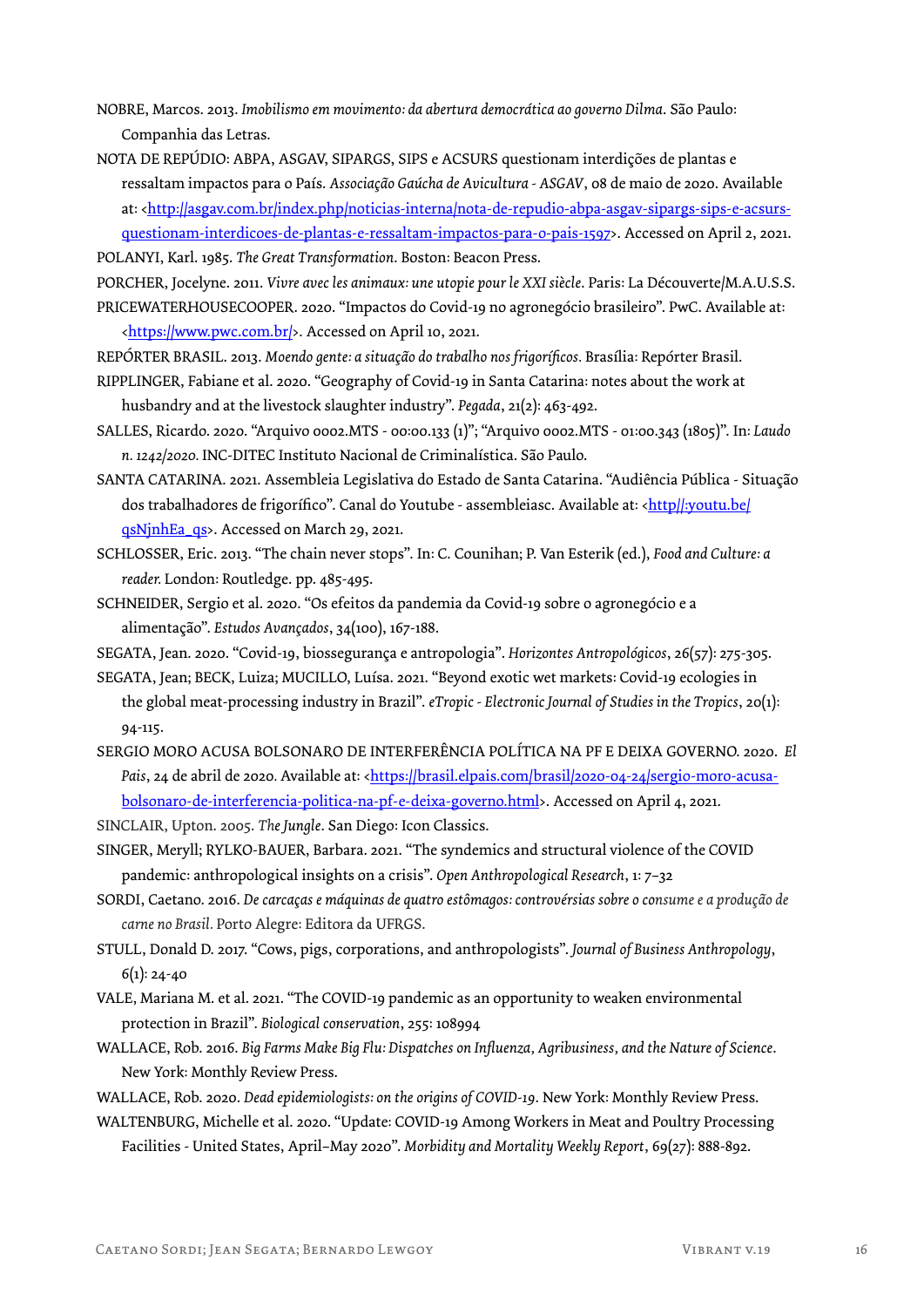NOBRE, Marcos. 2013. *Imobilismo em movimento: da abertura democrática ao governo Dilma*. São Paulo: Companhia das Letras.

NOTA DE REPÚDIO: ABPA, ASGAV, SIPARGS, SIPS e ACSURS questionam interdições de plantas e ressaltam impactos para o País. *Associação Gaúcha de Avicultura - ASGAV*, 08 de maio de 2020. Available at: <http://asgav.com.br/index.php/noticias-interna/nota-de-repudio-abpa-asgav-sipargs-sips-e-acsurs-questionam-interdicoes-de-plantas-e-ressaltam-impactos-para-o-pais-1597>. Accessed on April 2, 2021.

POLANYI, Karl. 1985. *The Great Transformation*. Boston: Beacon Press.

PORCHER, Jocelyne. 2011. *Vivre avec les animaux: une utopie pour le XXI siècle*. Paris: La Découverte/M.A.U.S.S.

PRICEWATERHOUSECOOPER. 2020. "Impactos do Covid-19 no agronegócio brasileiro". PwC. Available at: <https://www.pwc.com.br/>. Accessed on April 10, 2021.

REPÓRTER BRASIL. 2013. *Moendo gente: a situação do trabalho nos frigoríficos*. Brasília: Repórter Brasil.

RIPPLINGER, Fabiane et al. 2020. "Geography of Covid-19 in Santa Catarina: notes about the work at husbandry and at the livestock slaughter industry". *Pegada*, 21(2): 463-492.

SALLES, Ricardo. 2020. "Arquivo 0002.MTS - 00:00.133 (1)"; "Arquivo 0002.MTS - 01:00.343 (1805)". In: *Laudo n. 1242/2020*. INC-DITEC Instituto Nacional de Criminalística. São Paulo.

SANTA CATARINA. 2021. Assembleia Legislativa do Estado de Santa Catarina. "Audiência Pública - Situação dos trabalhadores de frigorífico". Canal do Youtube - assembleiasc. Available at: <http//:youtu.be/qsNjnhEa_qs>. Accessed on March 29, 2021.

SCHLOSSER, Eric. 2013. "The chain never stops". In: C. Counihan; P. Van Esterik (ed.), *Food and Culture: a reader*. London: Routledge. pp. 485-495.

SCHNEIDER, Sergio et al. 2020. "Os efeitos da pandemia da Covid-19 sobre o agronegócio e a alimentação". *Estudos Avançados*, 34(100), 167-188.

SEGATA, Jean. 2020. "Covid-19, biossegurança e antropologia". *Horizontes Antropológicos*, 26(57): 275-305.

SEGATA, Jean; BECK, Luiza; MUCILLO, Luísa. 2021. "Beyond exotic wet markets: Covid-19 ecologies in the global meat-processing industry in Brazil". *eTropic - Electronic Journal of Studies in the Tropics*, 20(1): 94-115.

SERGIO MORO ACUSA BOLSONARO DE INTERFERÊNCIA POLÍTICA NA PF E DEIXA GOVERNO. 2020. *El Pais*, 24 de abril de 2020. Available at: <https://brasil.elpais.com/brasil/2020-04-24/sergio-moro-acusa-bolsonaro-de-interferencia-politica-na-pf-e-deixa-governo.html>. Accessed on April 4, 2021.

SINCLAIR, Upton. 2005. *The Jungle*. San Diego: Icon Classics.

SINGER, Meryll; RYLKO-BAUER, Barbara. 2021. "The syndemics and structural violence of the COVID pandemic: anthropological insights on a crisis". *Open Anthropological Research*, 1: 7–32

SORDI, Caetano. 2016. *De carcaças e máquinas de quatro estômagos: controvérsias sobre o consume e a produção de carne no Brasil*. Porto Alegre: Editora da UFRGS.

STULL, Donald D. 2017. "Cows, pigs, corporations, and anthropologists". *Journal of Business Anthropology*, 6(1): 24-40

VALE, Mariana M. et al. 2021. "The COVID-19 pandemic as an opportunity to weaken environmental protection in Brazil". *Biological conservation*, 255: 108994

WALLACE, Rob. 2016. *Big Farms Make Big Flu: Dispatches on Influenza, Agribusiness, and the Nature of Science*. New York: Monthly Review Press.

WALLACE, Rob. 2020. *Dead epidemiologists: on the origins of COVID-19*. New York: Monthly Review Press.

WALTENBURG, Michelle et al. 2020. "Update: COVID-19 Among Workers in Meat and Poultry Processing Facilities - United States, April–May 2020". *Morbidity and Mortality Weekly Report*, 69(27): 888-892.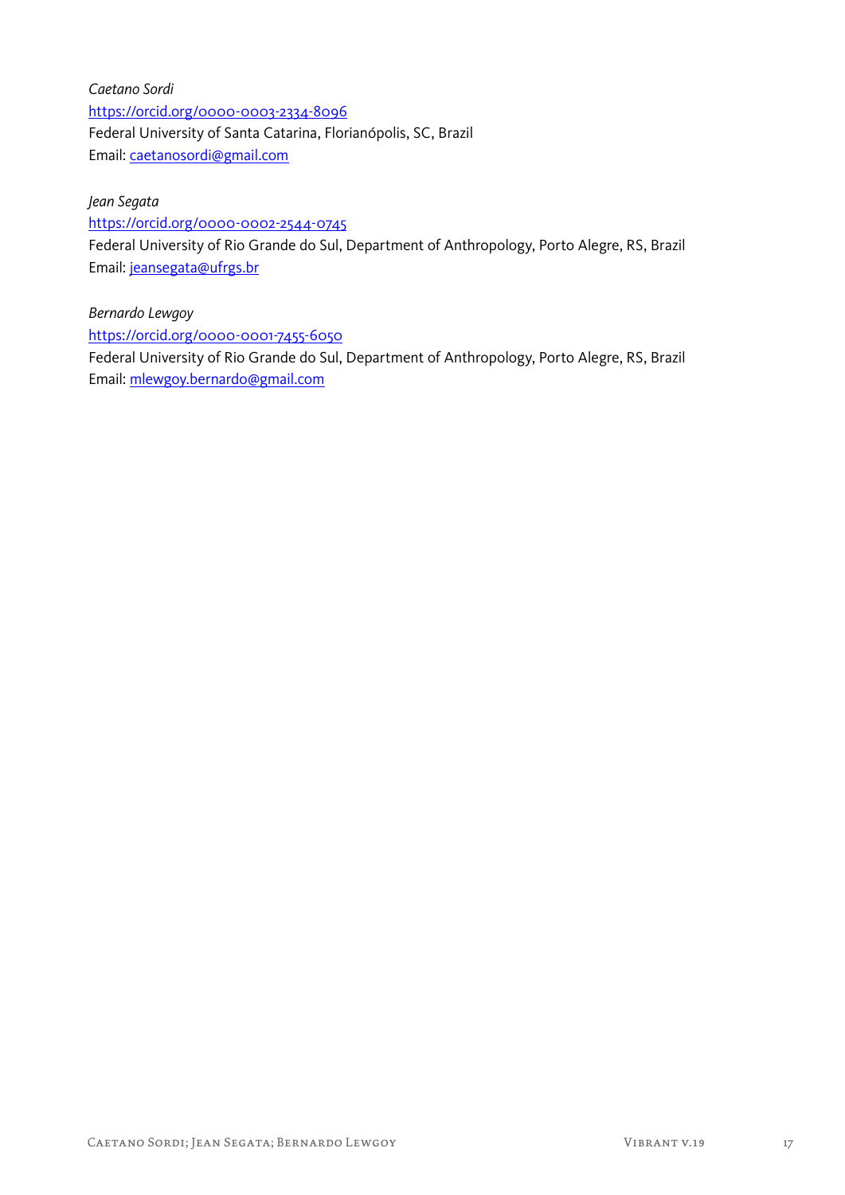*Caetano Sordi*
https://orcid.org/0000-0003-2334-8096
Federal University of Santa Catarina, Florianópolis, SC, Brazil
Email: caetanosordi@gmail.com

*Jean Segata*
https://orcid.org/0000-0002-2544-0745
Federal University of Rio Grande do Sul, Department of Anthropology, Porto Alegre, RS, Brazil
Email: jeansegata@ufrgs.br

*Bernardo Lewgoy*
https://orcid.org/0000-0001-7455-6050
Federal University of Rio Grande do Sul, Department of Anthropology, Porto Alegre, RS, Brazil
Email: mlewgoy.bernardo@gmail.com